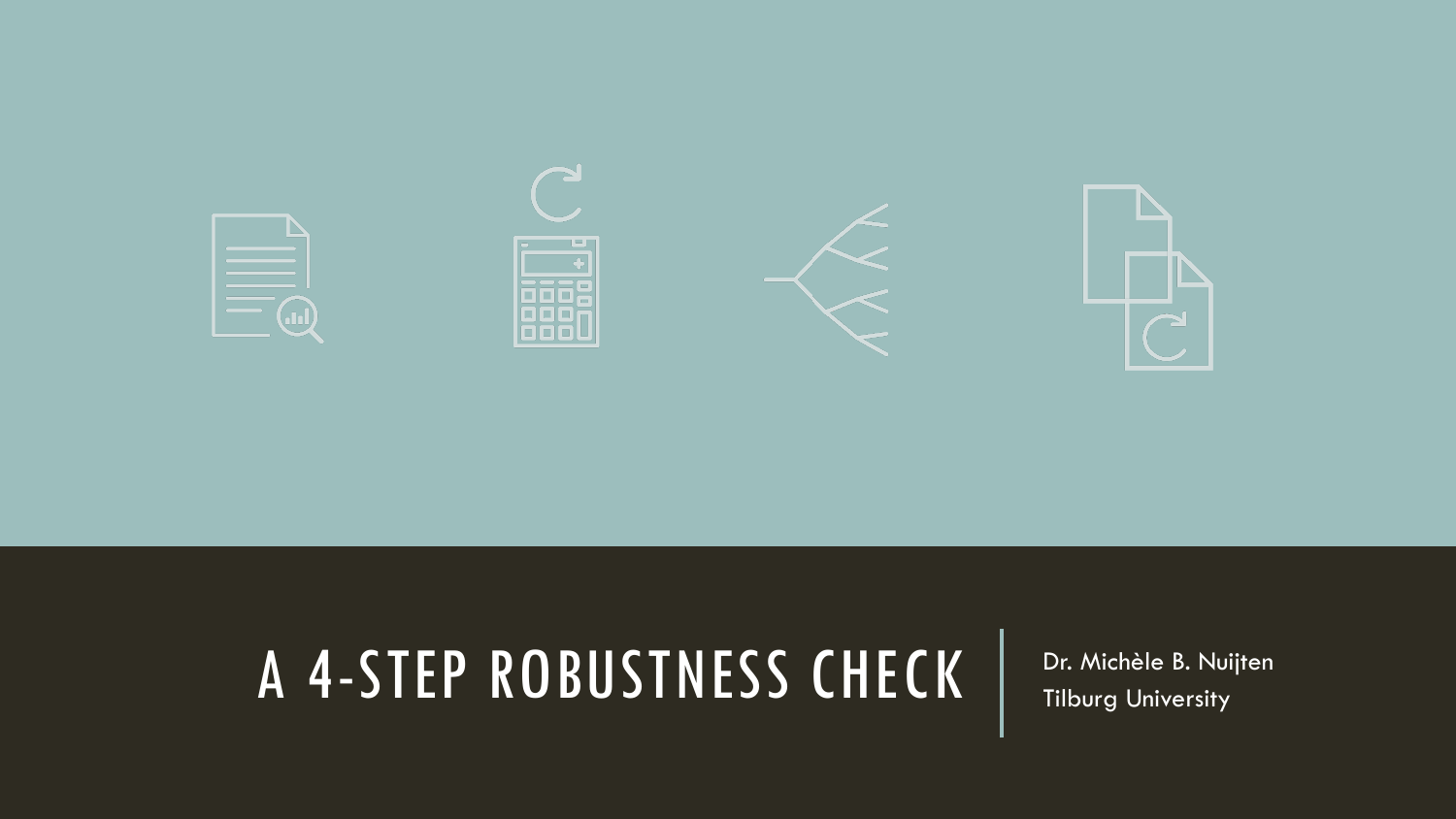# A 4-STEP ROBUSTNESS CHECK

Dr. Michèle B. Nuijten
Tilburg University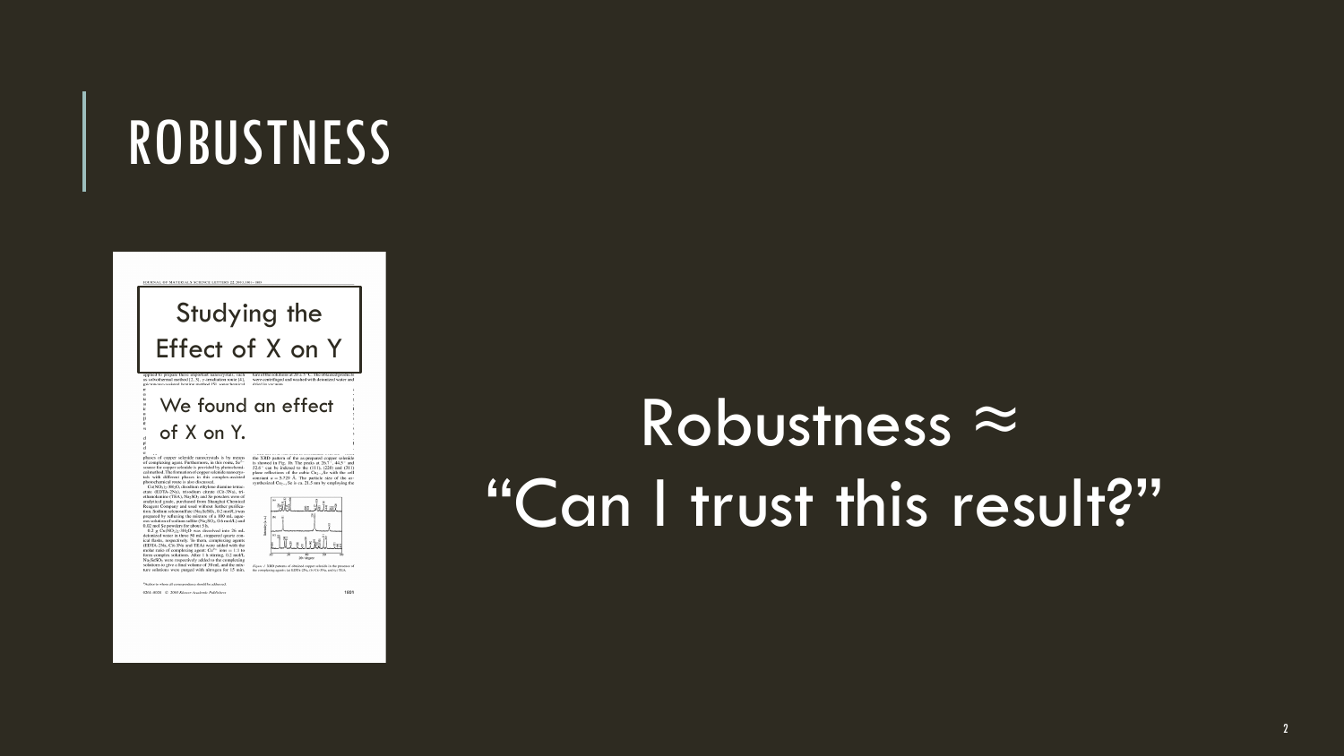# ROBUSTNESS

Studying the Effect of X on Y

We found an effect of X on Y.

Robustness ≈ "Can I trust this result?"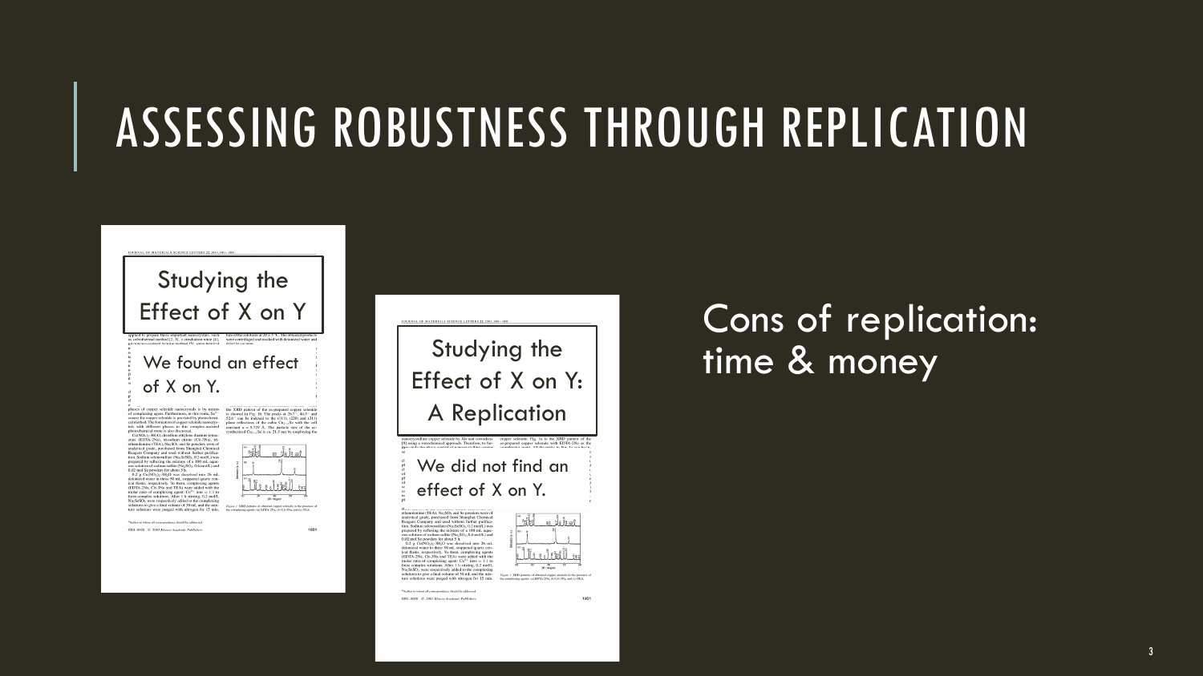# ASSESSING ROBUSTNESS THROUGH REPLICATION

Studying the Effect of X on Y

We found an effect of X on Y.

Studying the Effect of X on Y: A Replication

We did not find an effect of X on Y.

Cons of replication: time & money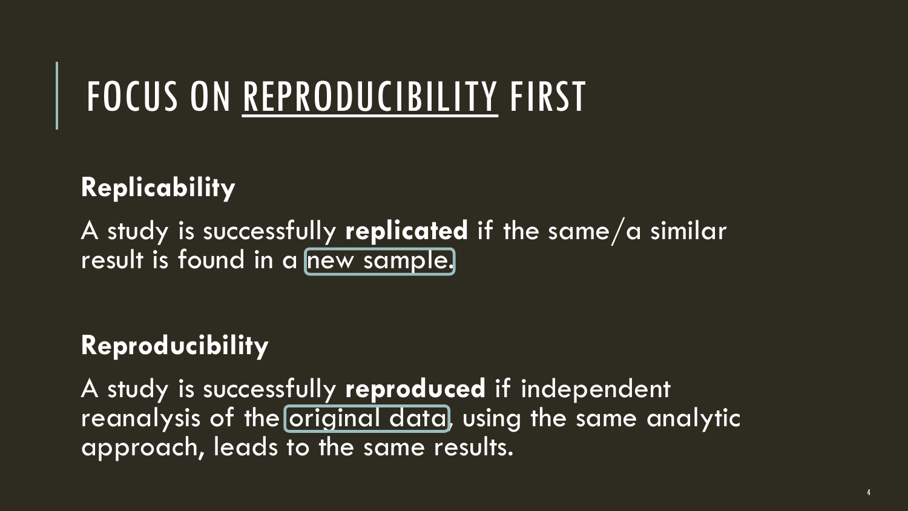# FOCUS ON REPRODUCIBILITY FIRST

**Replicability**

A study is successfully **replicated** if the same/a similar result is found in a new sample.

**Reproducibility**

A study is successfully **reproduced** if independent reanalysis of the original data, using the same analytic approach, leads to the same results.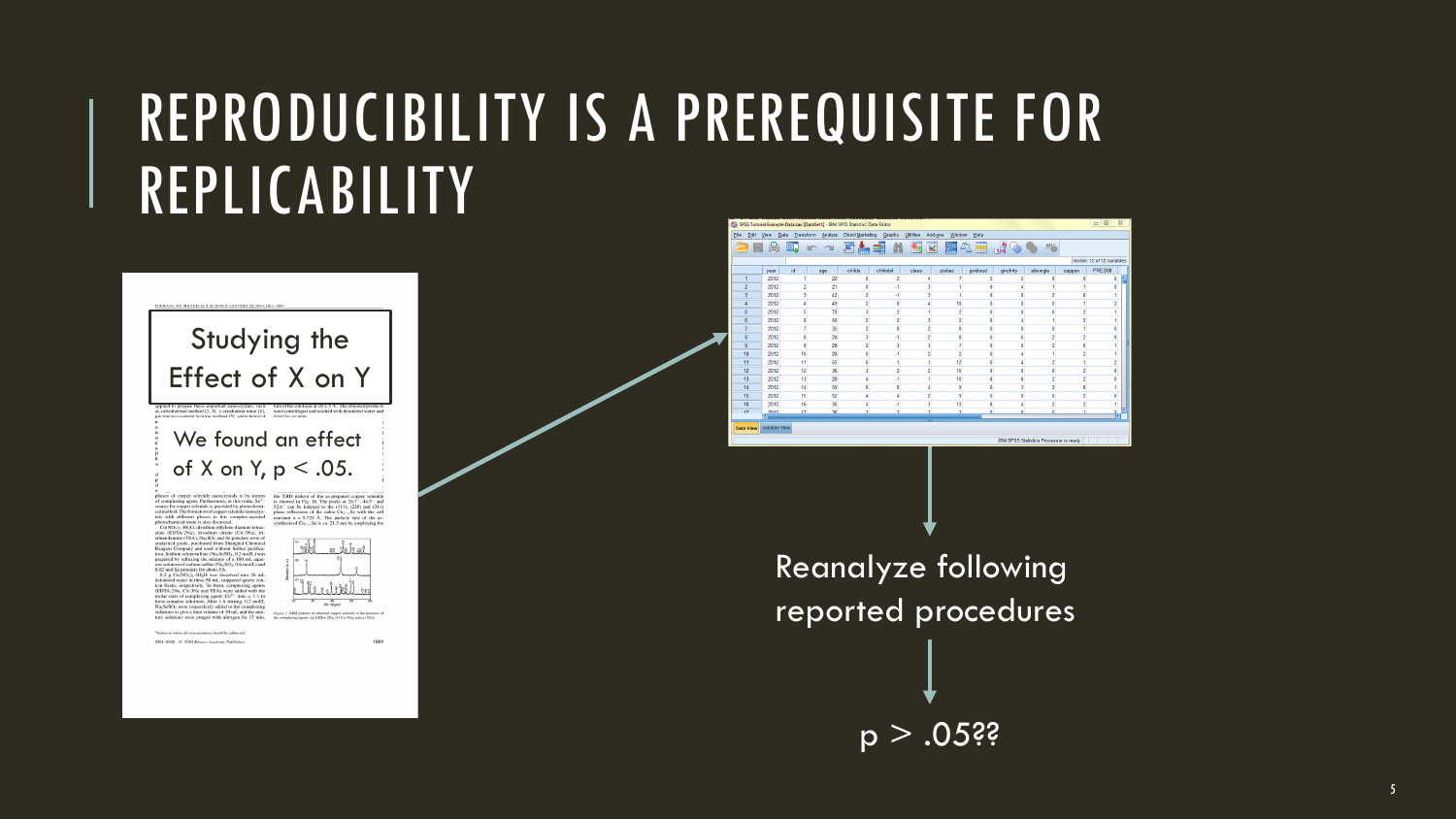# REPRODUCIBILITY IS A PREREQUISITE FOR REPLICABILITY

Studying the Effect of X on Y

We found an effect of X on Y, $p < .05$.

Reanalyze following reported procedures

$p > .05$??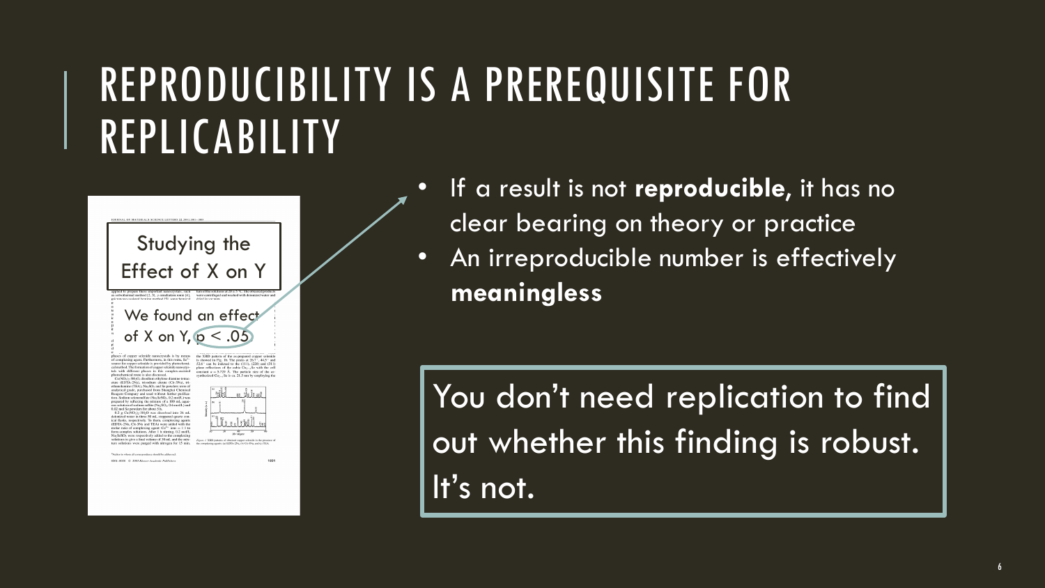# REPRODUCIBILITY IS A PREREQUISITE FOR REPLICABILITY

Studying the Effect of X on Y

We found an effect of X on Y, $p < .05$

- If a result is not **reproducible**, it has no clear bearing on theory or practice
- An irreproducible number is effectively **meaningless**

You don't need replication to find out whether this finding is robust. It's not.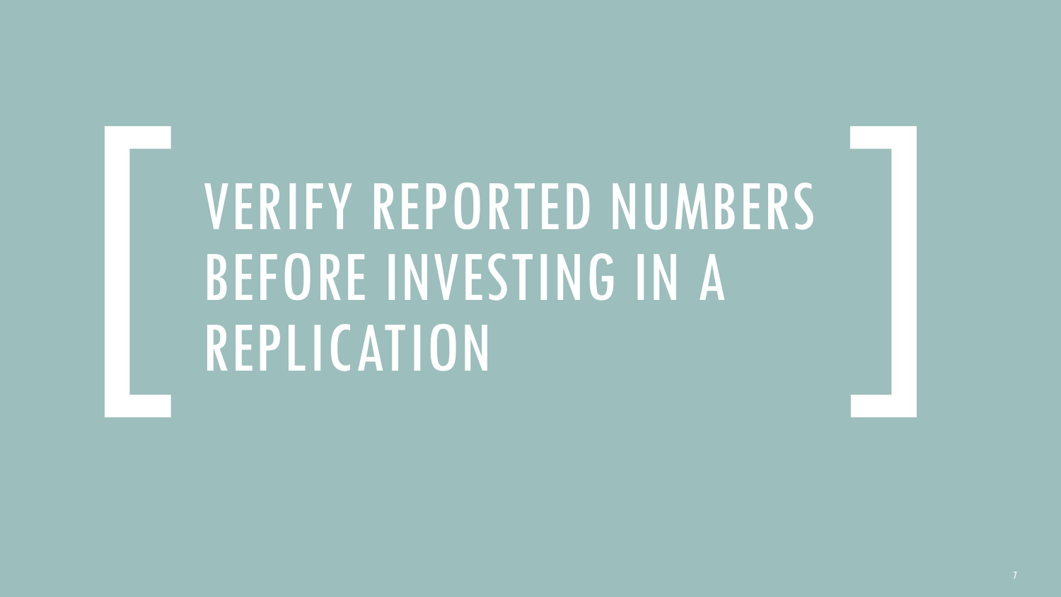# VERIFY REPORTED NUMBERS BEFORE INVESTING IN A REPLICATION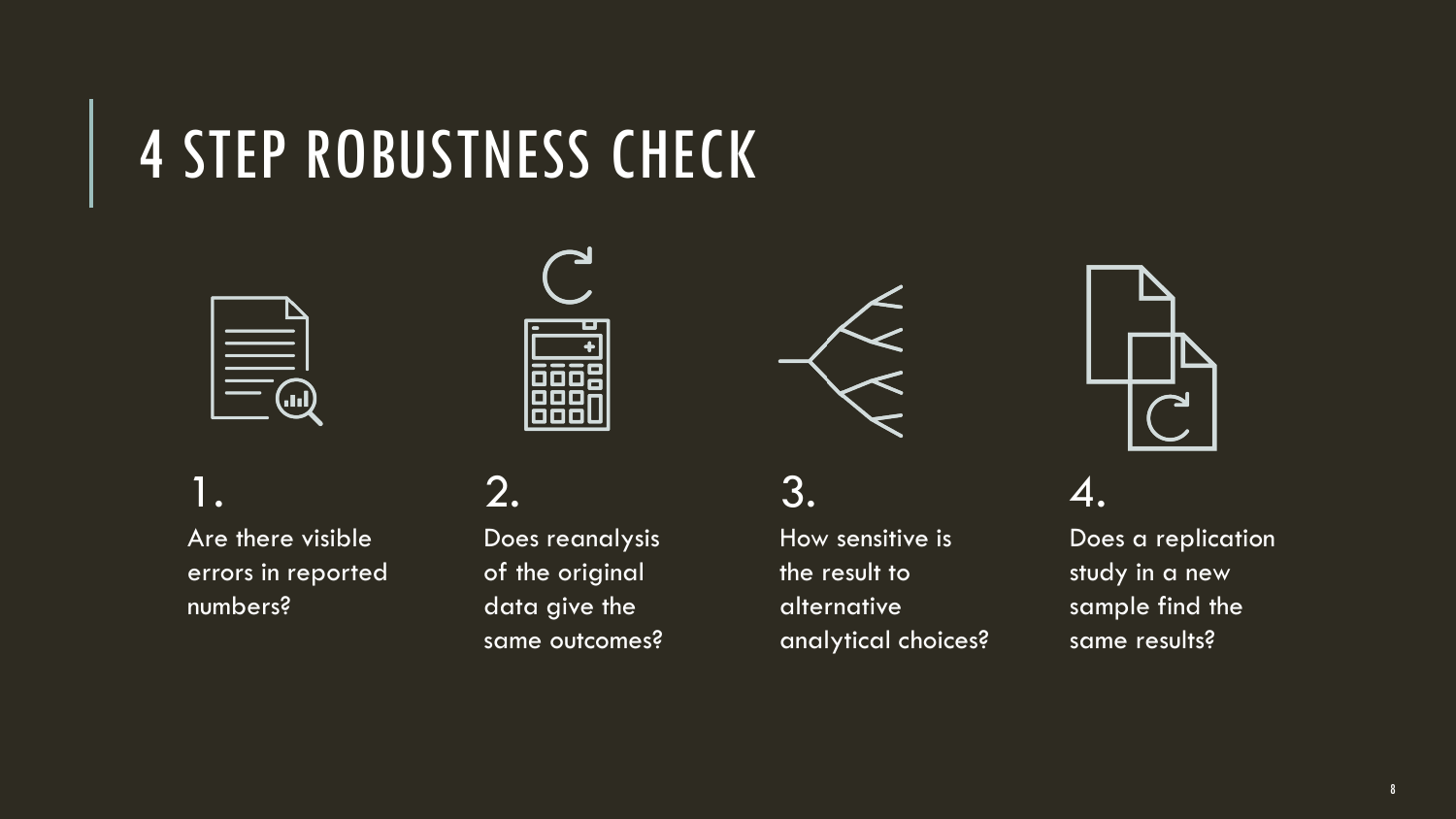# 4 STEP ROBUSTNESS CHECK

1. Are there visible errors in reported numbers?

2. Does reanalysis of the original data give the same outcomes?

3. How sensitive is the result to alternative analytical choices?

4. Does a replication study in a new sample find the same results?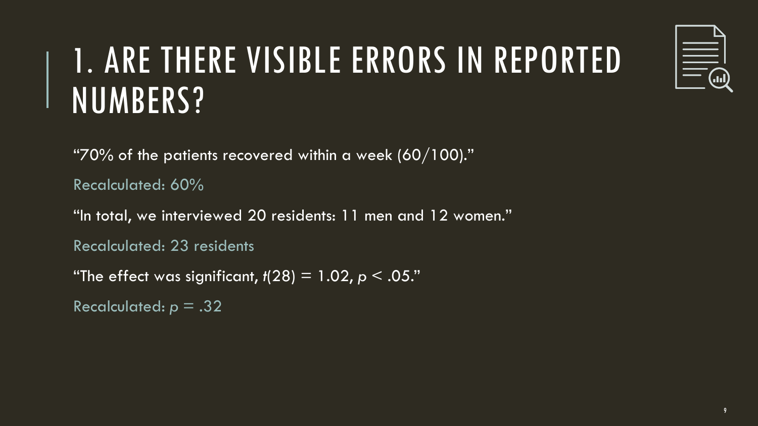# 1. ARE THERE VISIBLE ERRORS IN REPORTED NUMBERS?

"70% of the patients recovered within a week (60/100)."

Recalculated: 60%

"In total, we interviewed 20 residents: 11 men and 12 women."

Recalculated: 23 residents

"The effect was significant, $t(28) = 1.02$, $p < .05$."

Recalculated: $p = .32$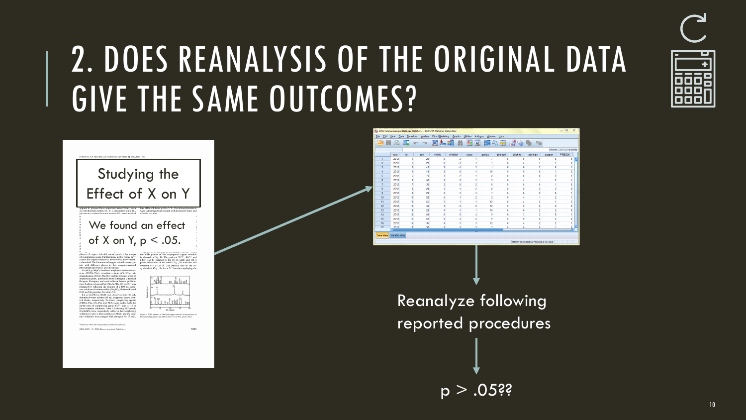# 2. DOES REANALYSIS OF THE ORIGINAL DATA GIVE THE SAME OUTCOMES?

Studying the Effect of X on Y

We found an effect of X on Y, $p < .05$.

Reanalyze following reported procedures

$p > .05$??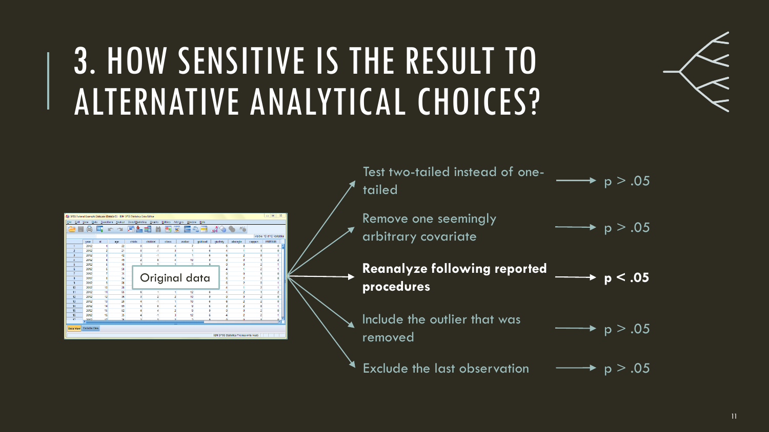# 3. HOW SENSITIVE IS THE RESULT TO ALTERNATIVE ANALYTICAL CHOICES?

Original data

- Test two-tailed instead of one-tailed → $p > .05$
- Remove one seemingly arbitrary covariate → $p > .05$
- **Reanalyze following reported procedures** → $\mathbf{p < .05}$
- Include the outlier that was removed → $p > .05$
- Exclude the last observation → $p > .05$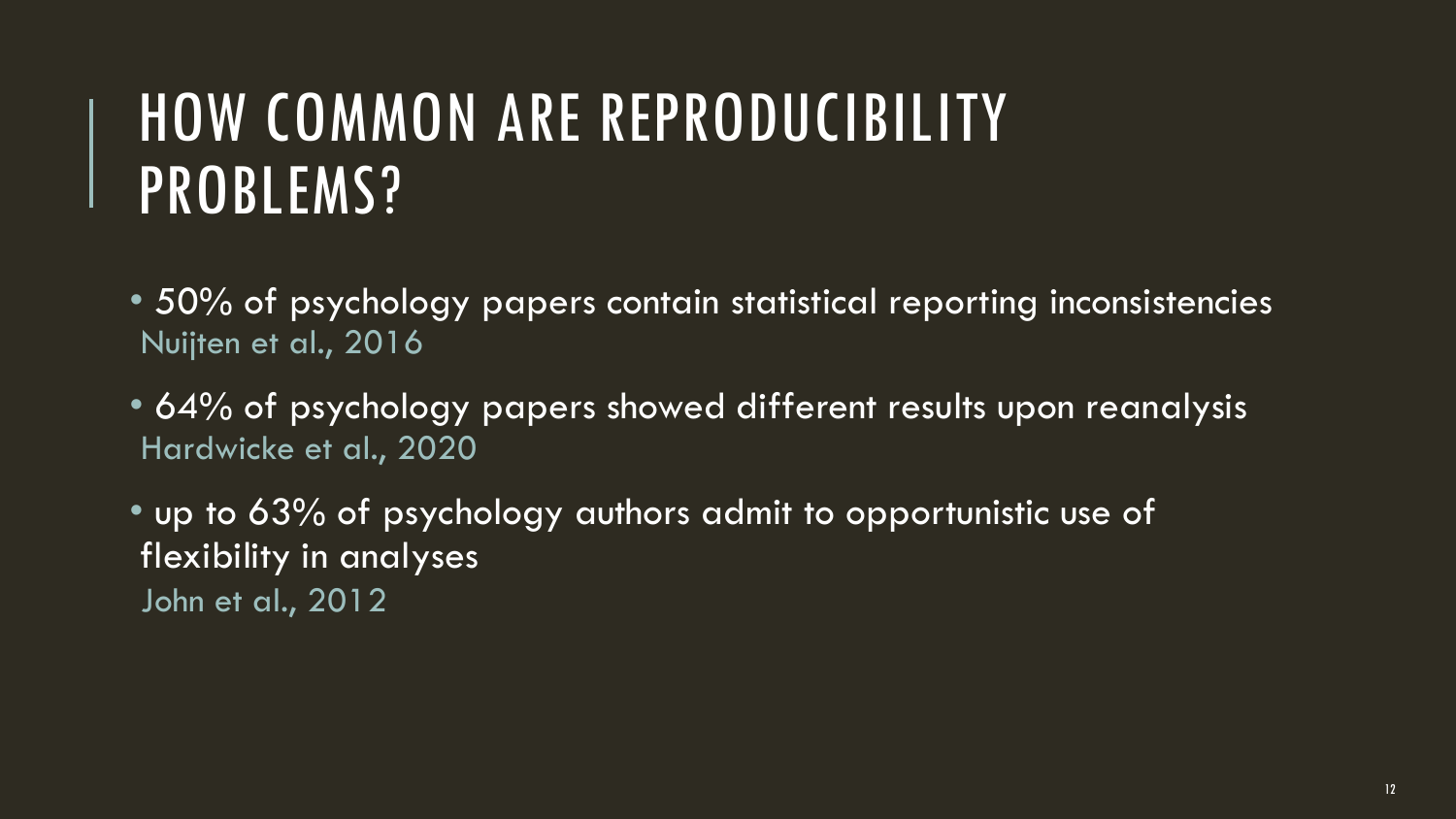# HOW COMMON ARE REPRODUCIBILITY PROBLEMS?

- 50% of psychology papers contain statistical reporting inconsistencies
  Nuijten et al., 2016
- 64% of psychology papers showed different results upon reanalysis
  Hardwicke et al., 2020
- up to 63% of psychology authors admit to opportunistic use of flexibility in analyses
  John et al., 2012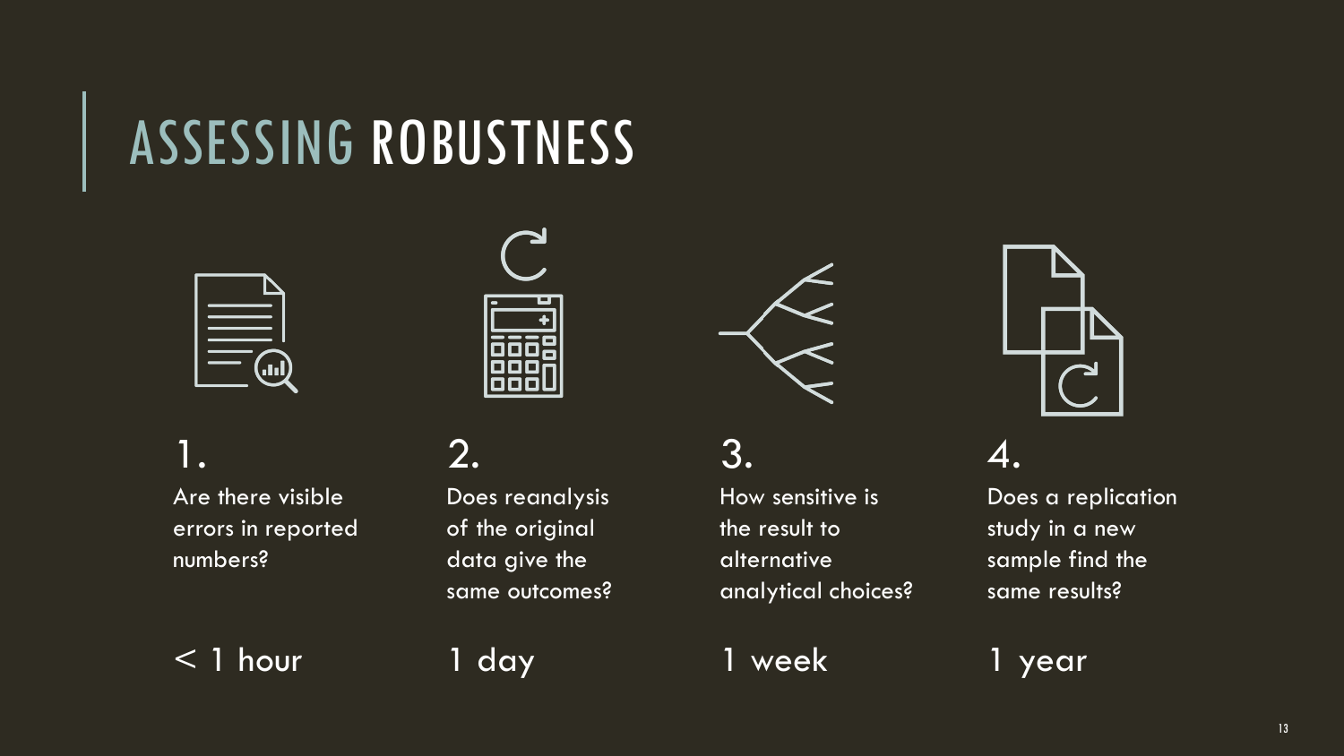# ASSESSING ROBUSTNESS

1. Are there visible errors in reported numbers?

   < 1 hour

2. Does reanalysis of the original data give the same outcomes?

   1 day

3. How sensitive is the result to alternative analytical choices?

   1 week

4. Does a replication study in a new sample find the same results?

   1 year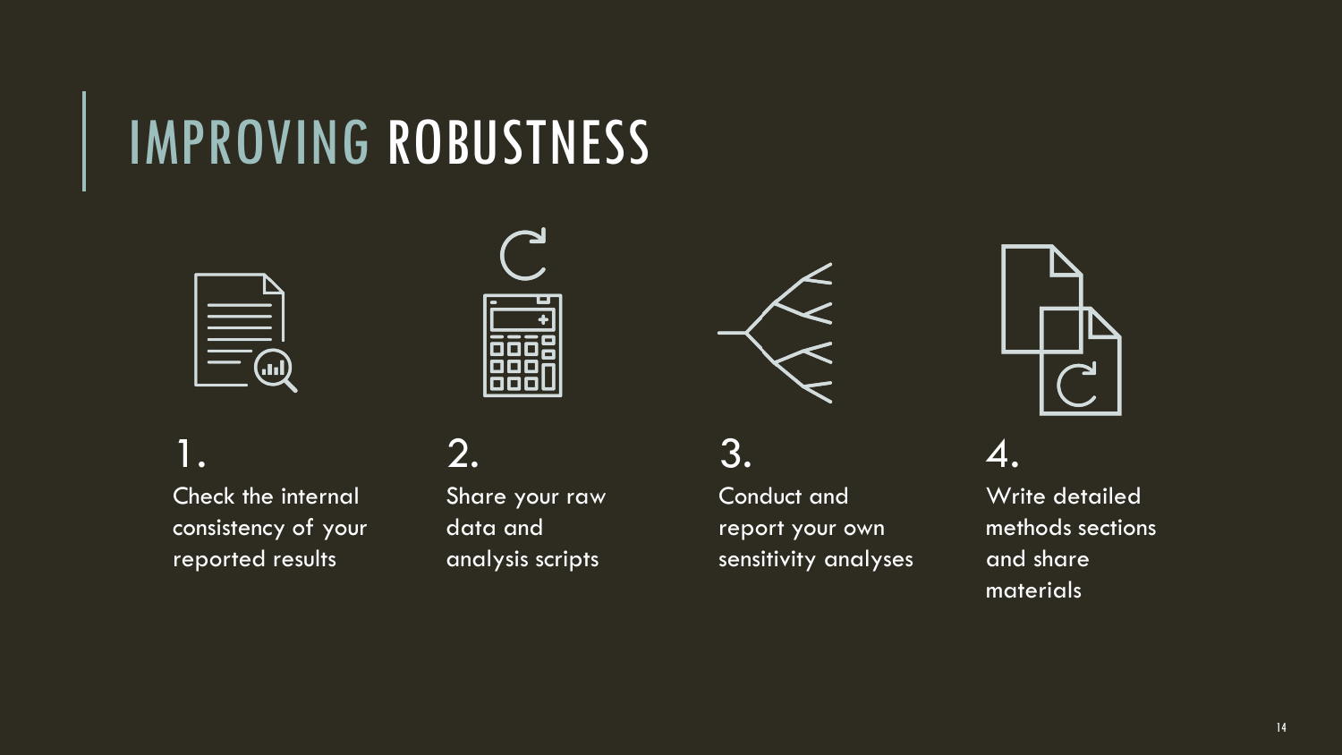# IMPROVING ROBUSTNESS

1. Check the internal consistency of your reported results

2. Share your raw data and analysis scripts

3. Conduct and report your own sensitivity analyses

4. Write detailed methods sections and share materials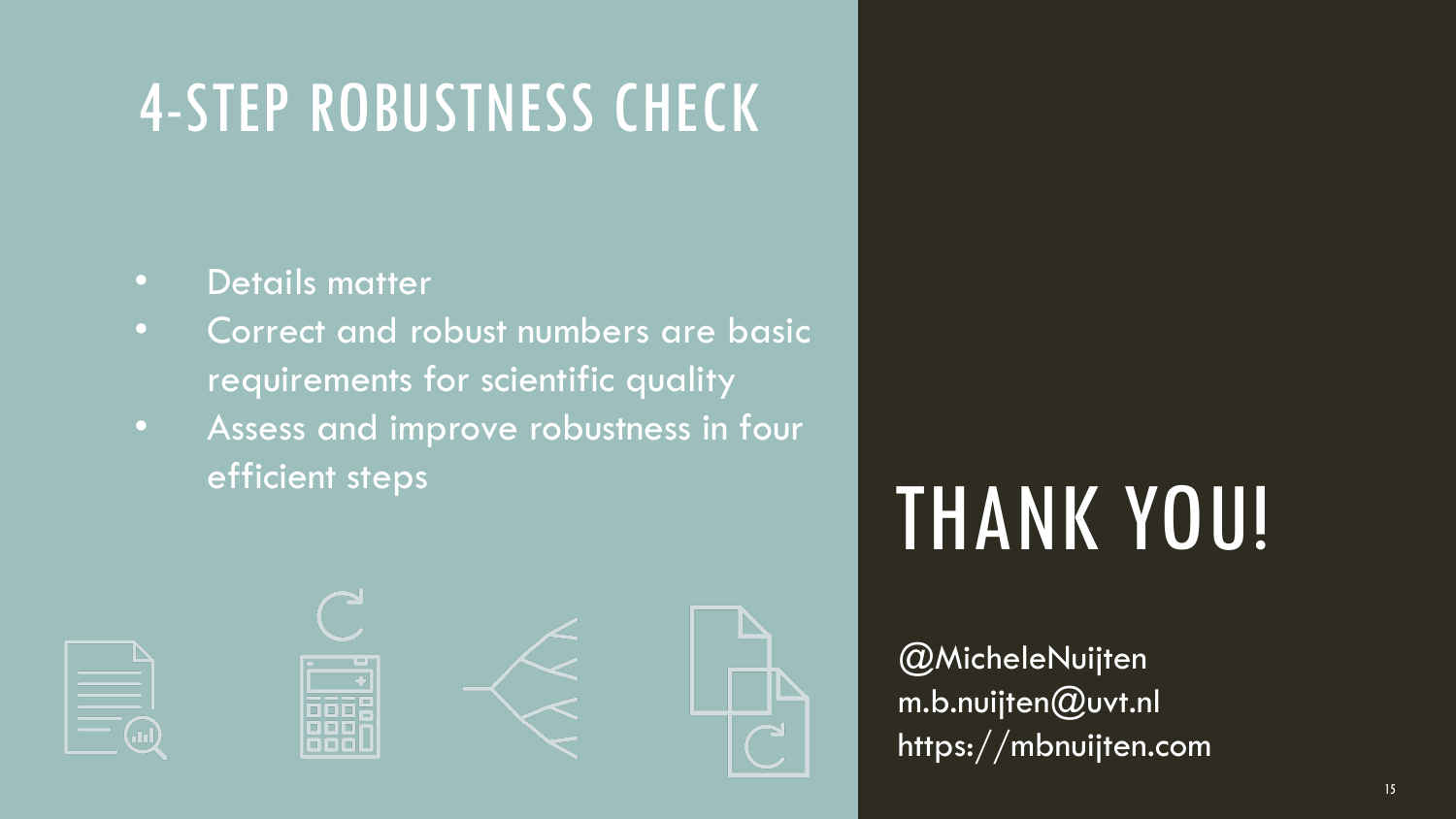# 4-STEP ROBUSTNESS CHECK

- Details matter
- Correct and robust numbers are basic requirements for scientific quality
- Assess and improve robustness in four efficient steps

# THANK YOU!

@MicheleNuijten
m.b.nuijten@uvt.nl
https://mbnuijten.com